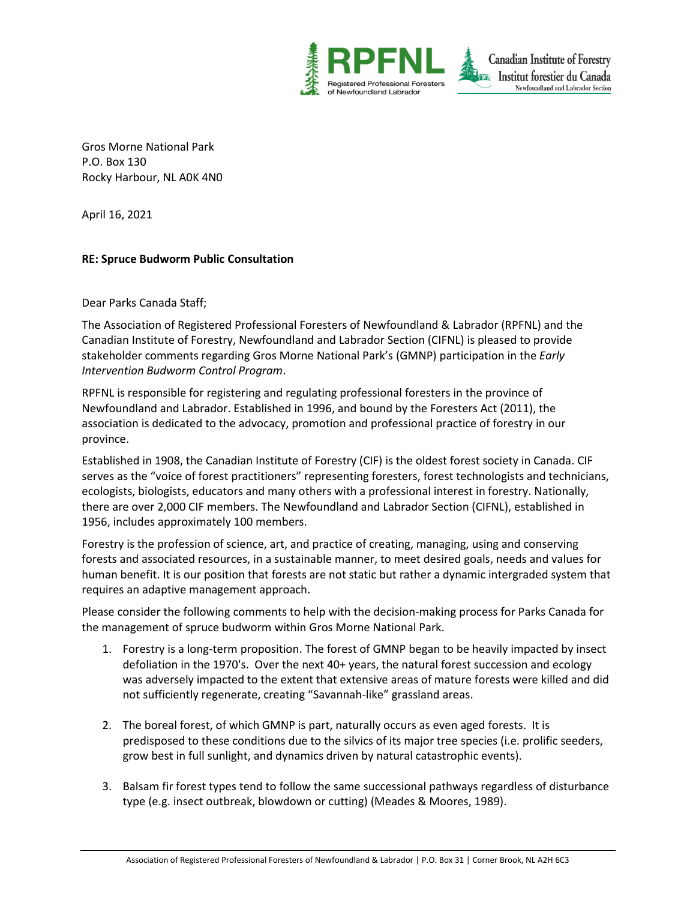Gros Morne National Park
P.O. Box 130
Rocky Harbour, NL A0K 4N0

April 16, 2021

**RE: Spruce Budworm Public Consultation**

Dear Parks Canada Staff;

The Association of Registered Professional Foresters of Newfoundland & Labrador (RPFNL) and the Canadian Institute of Forestry, Newfoundland and Labrador Section (CIFNL) is pleased to provide stakeholder comments regarding Gros Morne National Park's (GMNP) participation in the *Early Intervention Budworm Control Program*.

RPFNL is responsible for registering and regulating professional foresters in the province of Newfoundland and Labrador. Established in 1996, and bound by the Foresters Act (2011), the association is dedicated to the advocacy, promotion and professional practice of forestry in our province.

Established in 1908, the Canadian Institute of Forestry (CIF) is the oldest forest society in Canada. CIF serves as the "voice of forest practitioners" representing foresters, forest technologists and technicians, ecologists, biologists, educators and many others with a professional interest in forestry. Nationally, there are over 2,000 CIF members. The Newfoundland and Labrador Section (CIFNL), established in 1956, includes approximately 100 members.

Forestry is the profession of science, art, and practice of creating, managing, using and conserving forests and associated resources, in a sustainable manner, to meet desired goals, needs and values for human benefit. It is our position that forests are not static but rather a dynamic intergraded system that requires an adaptive management approach.

Please consider the following comments to help with the decision-making process for Parks Canada for the management of spruce budworm within Gros Morne National Park.

1. Forestry is a long-term proposition. The forest of GMNP began to be heavily impacted by insect defoliation in the 1970's. Over the next 40+ years, the natural forest succession and ecology was adversely impacted to the extent that extensive areas of mature forests were killed and did not sufficiently regenerate, creating "Savannah-like" grassland areas.

2. The boreal forest, of which GMNP is part, naturally occurs as even aged forests. It is predisposed to these conditions due to the silvics of its major tree species (i.e. prolific seeders, grow best in full sunlight, and dynamics driven by natural catastrophic events).

3. Balsam fir forest types tend to follow the same successional pathways regardless of disturbance type (e.g. insect outbreak, blowdown or cutting) (Meades & Moores, 1989).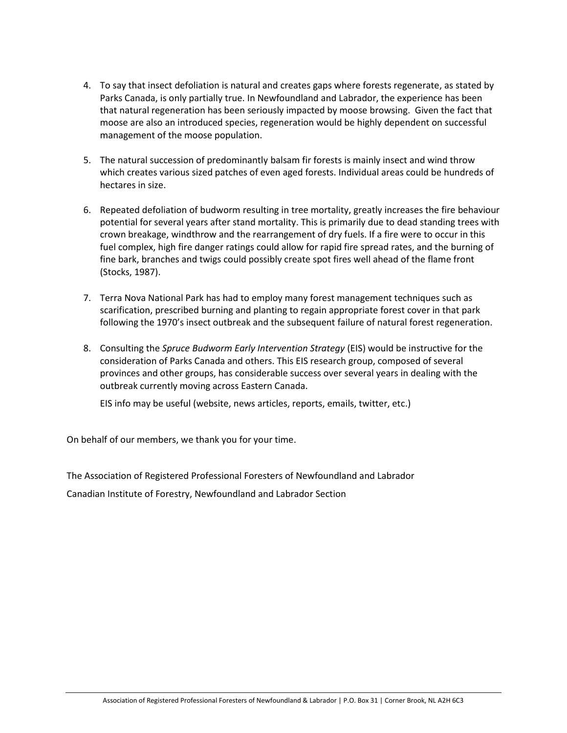4. To say that insect defoliation is natural and creates gaps where forests regenerate, as stated by Parks Canada, is only partially true. In Newfoundland and Labrador, the experience has been that natural regeneration has been seriously impacted by moose browsing. Given the fact that moose are also an introduced species, regeneration would be highly dependent on successful management of the moose population.

5. The natural succession of predominantly balsam fir forests is mainly insect and wind throw which creates various sized patches of even aged forests. Individual areas could be hundreds of hectares in size.

6. Repeated defoliation of budworm resulting in tree mortality, greatly increases the fire behaviour potential for several years after stand mortality. This is primarily due to dead standing trees with crown breakage, windthrow and the rearrangement of dry fuels. If a fire were to occur in this fuel complex, high fire danger ratings could allow for rapid fire spread rates, and the burning of fine bark, branches and twigs could possibly create spot fires well ahead of the flame front (Stocks, 1987).

7. Terra Nova National Park has had to employ many forest management techniques such as scarification, prescribed burning and planting to regain appropriate forest cover in that park following the 1970's insect outbreak and the subsequent failure of natural forest regeneration.

8. Consulting the *Spruce Budworm Early Intervention Strategy* (EIS) would be instructive for the consideration of Parks Canada and others. This EIS research group, composed of several provinces and other groups, has considerable success over several years in dealing with the outbreak currently moving across Eastern Canada.

   EIS info may be useful (website, news articles, reports, emails, twitter, etc.)

On behalf of our members, we thank you for your time.

The Association of Registered Professional Foresters of Newfoundland and Labrador

Canadian Institute of Forestry, Newfoundland and Labrador Section